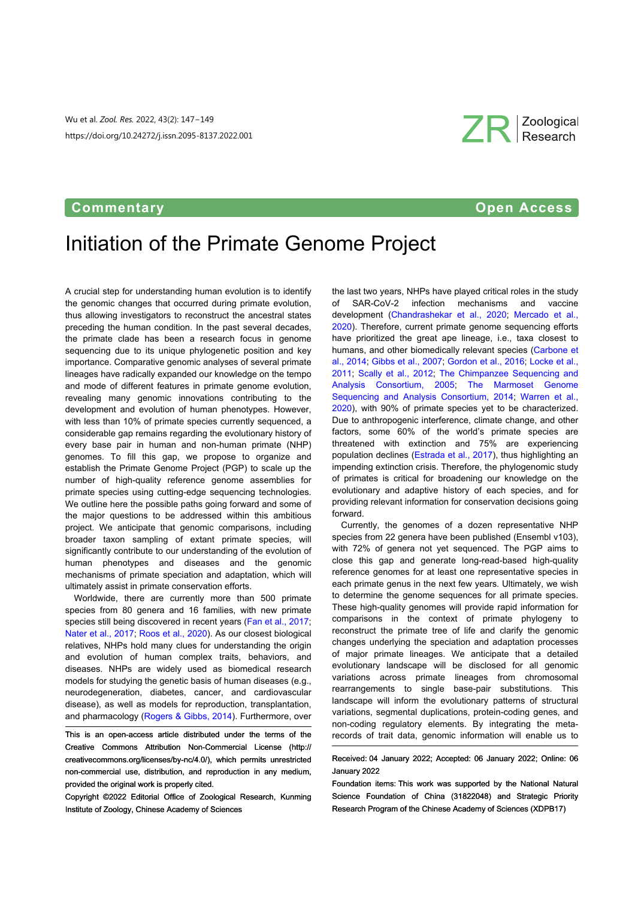Commentary

Open Access

# Initiation of the Primate Genome Project

A crucial step for understanding human evolution is to identify the genomic changes that occurred during primate evolution, thus allowing investigators to reconstruct the ancestral states preceding the human condition. In the past several decades, the primate clade has been a research focus in genome sequencing due to its unique phylogenetic position and key importance. Comparative genomic analyses of several primate lineages have radically expanded our knowledge on the tempo and mode of different features in primate genome evolution, revealing many genomic innovations contributing to the development and evolution of human phenotypes. However, with less than 10% of primate species currently sequenced, a considerable gap remains regarding the evolutionary history of every base pair in human and non-human primate (NHP) genomes. To fill this gap, we propose to organize and establish the Primate Genome Project (PGP) to scale up the number of high-quality reference genome assemblies for primate species using cutting-edge sequencing technologies. We outline here the possible paths going forward and some of the major questions to be addressed within this ambitious project. We anticipate that genomic comparisons, including broader taxon sampling of extant primate species, will significantly contribute to our understanding of the evolution of human phenotypes and diseases and the genomic mechanisms of primate speciation and adaptation, which will ultimately assist in primate conservation efforts.

Worldwide, there are currently more than 500 primate species from 80 genera and 16 families, with new primate species still being discovered in recent years (Fan et al., 2017; Nater et al., 2017; Roos et al., 2020). As our closest biological relatives, NHPs hold many clues for understanding the origin and evolution of human complex traits, behaviors, and diseases. NHPs are widely used as biomedical research models for studying the genetic basis of human diseases (e.g., neurodegeneration, diabetes, cancer, and cardiovascular disease), as well as models for reproduction, transplantation, and pharmacology (Rogers & Gibbs, 2014). Furthermore, over the last two years, NHPs have played critical roles in the study of SAR-CoV-2 infection mechanisms and vaccine development (Chandrashekar et al., 2020; Mercado et al., 2020). Therefore, current primate genome sequencing efforts have prioritized the great ape lineage, i.e., taxa closest to humans, and other biomedically relevant species (Carbone et al., 2014; Gibbs et al., 2007; Gordon et al., 2016; Locke et al., 2011; Scally et al., 2012; The Chimpanzee Sequencing and Analysis Consortium, 2005; The Marmoset Genome Sequencing and Analysis Consortium, 2014; Warren et al., 2020), with 90% of primate species yet to be characterized. Due to anthropogenic interference, climate change, and other factors, some 60% of the world's primate species are threatened with extinction and 75% are experiencing population declines (Estrada et al., 2017), thus highlighting an impending extinction crisis. Therefore, the phylogenomic study of primates is critical for broadening our knowledge on the evolutionary and adaptive history of each species, and for providing relevant information for conservation decisions going forward.

Currently, the genomes of a dozen representative NHP species from 22 genera have been published (Ensembl v103), with 72% of genera not yet sequenced. The PGP aims to close this gap and generate long-read-based high-quality reference genomes for at least one representative species in each primate genus in the next few years. Ultimately, we wish to determine the genome sequences for all primate species. These high-quality genomes will provide rapid information for comparisons in the context of primate phylogeny to reconstruct the primate tree of life and clarify the genomic changes underlying the speciation and adaptation processes of major primate lineages. We anticipate that a detailed evolutionary landscape will be disclosed for all genomic variations across primate lineages from chromosomal rearrangements to single base-pair substitutions. This landscape will inform the evolutionary patterns of structural variations, segmental duplications, protein-coding genes, and non-coding regulatory elements. By integrating the meta-records of trait data, genomic information will enable us to

This is an open-access article distributed under the terms of the Creative Commons Attribution Non-Commercial License (http://creativecommons.org/licenses/by-nc/4.0/), which permits unrestricted non-commercial use, distribution, and reproduction in any medium, provided the original work is properly cited.

Copyright ©2022 Editorial Office of Zoological Research, Kunming Institute of Zoology, Chinese Academy of Sciences

Received: 04 January 2022; Accepted: 06 January 2022; Online: 06 January 2022

Foundation items: This work was supported by the National Natural Science Foundation of China (31822048) and Strategic Priority Research Program of the Chinese Academy of Sciences (XDPB17)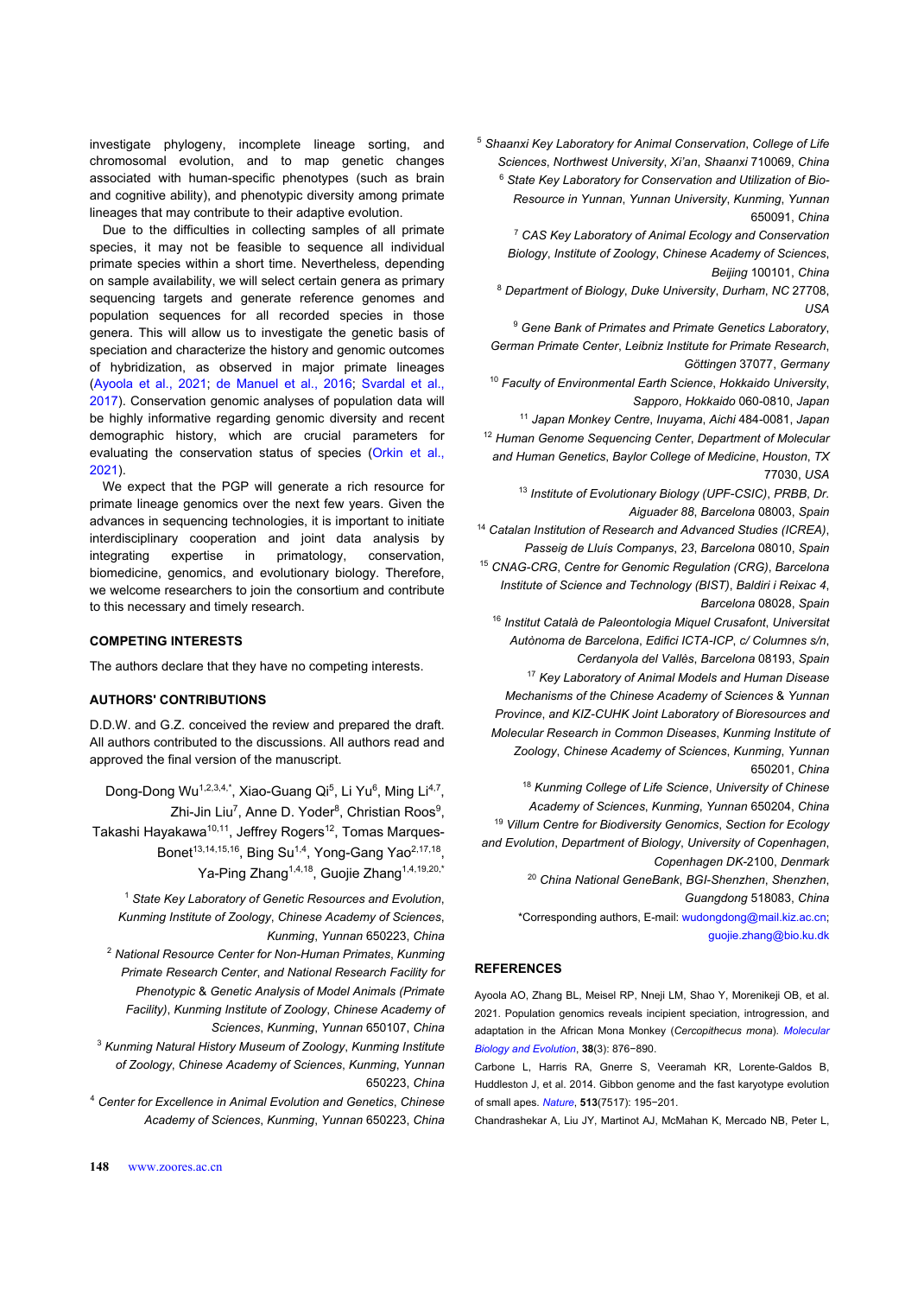investigate phylogeny, incomplete lineage sorting, and chromosomal evolution, and to map genetic changes associated with human-specific phenotypes (such as brain and cognitive ability), and phenotypic diversity among primate lineages that may contribute to their adaptive evolution.

Due to the difficulties in collecting samples of all primate species, it may not be feasible to sequence all individual primate species within a short time. Nevertheless, depending on sample availability, we will select certain genera as primary sequencing targets and generate reference genomes and population sequences for all recorded species in those genera. This will allow us to investigate the genetic basis of speciation and characterize the history and genomic outcomes of hybridization, as observed in major primate lineages (Ayoola et al., 2021; de Manuel et al., 2016; Svardal et al., 2017). Conservation genomic analyses of population data will be highly informative regarding genomic diversity and recent demographic history, which are crucial parameters for evaluating the conservation status of species (Orkin et al., 2021).

We expect that the PGP will generate a rich resource for primate lineage genomics over the next few years. Given the advances in sequencing technologies, it is important to initiate interdisciplinary cooperation and joint data analysis by integrating expertise in primatology, conservation, biomedicine, genomics, and evolutionary biology. Therefore, we welcome researchers to join the consortium and contribute to this necessary and timely research.

## COMPETING INTERESTS

The authors declare that they have no competing interests.

## AUTHORS' CONTRIBUTIONS

D.D.W. and G.Z. conceived the review and prepared the draft. All authors contributed to the discussions. All authors read and approved the final version of the manuscript.

Dong-Dong Wu[1,2,3,4,*], Xiao-Guang Qi[5], Li Yu[6], Ming Li[4,7], Zhi-Jin Liu[7], Anne D. Yoder[8], Christian Roos[9], Takashi Hayakawa[10,11], Jeffrey Rogers[12], Tomas Marques-Bonet[13,14,15,16], Bing Su[1,4], Yong-Gang Yao[2,17,18], Ya-Ping Zhang[1,4,18], Guojie Zhang[1,4,19,20,*]

[1] *State Key Laboratory of Genetic Resources and Evolution, Kunming Institute of Zoology, Chinese Academy of Sciences, Kunming, Yunnan* 650223, *China*

[2] *National Resource Center for Non-Human Primates, Kunming Primate Research Center, and National Research Facility for Phenotypic & Genetic Analysis of Model Animals (Primate Facility), Kunming Institute of Zoology, Chinese Academy of Sciences, Kunming, Yunnan* 650107, *China*

[3] *Kunming Natural History Museum of Zoology, Kunming Institute of Zoology, Chinese Academy of Sciences, Kunming, Yunnan* 650223, *China*

[4] *Center for Excellence in Animal Evolution and Genetics, Chinese Academy of Sciences, Kunming, Yunnan* 650223, *China*

[5] *Shaanxi Key Laboratory for Animal Conservation, College of Life Sciences, Northwest University, Xi'an, Shaanxi* 710069, *China*

[6] *State Key Laboratory for Conservation and Utilization of Bio-Resource in Yunnan, Yunnan University, Kunming, Yunnan* 650091, *China*

[7] *CAS Key Laboratory of Animal Ecology and Conservation Biology, Institute of Zoology, Chinese Academy of Sciences, Beijing* 100101, *China*

[8] *Department of Biology, Duke University, Durham, NC* 27708, *USA*

[9] *Gene Bank of Primates and Primate Genetics Laboratory, German Primate Center, Leibniz Institute for Primate Research, Göttingen* 37077, *Germany*

[10] *Faculty of Environmental Earth Science, Hokkaido University, Sapporo, Hokkaido* 060-0810, *Japan*

[11] *Japan Monkey Centre, Inuyama, Aichi* 484-0081, *Japan*

[12] *Human Genome Sequencing Center, Department of Molecular and Human Genetics, Baylor College of Medicine, Houston, TX* 77030, *USA*

[13] *Institute of Evolutionary Biology (UPF-CSIC), PRBB, Dr. Aiguader 88, Barcelona* 08003, *Spain*

[14] *Catalan Institution of Research and Advanced Studies (ICREA), Passeig de Lluís Companys, 23, Barcelona* 08010, *Spain*

[15] *CNAG-CRG, Centre for Genomic Regulation (CRG), Barcelona Institute of Science and Technology (BIST), Baldiri i Reixac 4, Barcelona* 08028, *Spain*

[16] *Institut Català de Paleontologia Miquel Crusafont, Universitat Autònoma de Barcelona, Edifici ICTA-ICP, c/ Columnes s/n, Cerdanyola del Vallès, Barcelona* 08193, *Spain*

[17] *Key Laboratory of Animal Models and Human Disease Mechanisms of the Chinese Academy of Sciences & Yunnan Province, and KIZ-CUHK Joint Laboratory of Bioresources and Molecular Research in Common Diseases, Kunming Institute of Zoology, Chinese Academy of Sciences, Kunming, Yunnan* 650201, *China*

[18] *Kunming College of Life Science, University of Chinese Academy of Sciences, Kunming, Yunnan* 650204, *China*

[19] *Villum Centre for Biodiversity Genomics, Section for Ecology and Evolution, Department of Biology, University of Copenhagen, Copenhagen DK-*2100, *Denmark*

[20] *China National GeneBank, BGI-Shenzhen, Shenzhen, Guangdong* 518083, *China*

*Corresponding authors, E-mail: wudongdong@mail.kiz.ac.cn; guojie.zhang@bio.ku.dk

## REFERENCES

Ayoola AO, Zhang BL, Meisel RP, Nneji LM, Shao Y, Morenikeji OB, et al. 2021. Population genomics reveals incipient speciation, introgression, and adaptation in the African Mona Monkey (*Cercopithecus mona*). *Molecular Biology and Evolution*, **38**(3): 876−890.

Carbone L, Harris RA, Gnerre S, Veeramah KR, Lorente-Galdos B, Huddleston J, et al. 2014. Gibbon genome and the fast karyotype evolution of small apes. *Nature*, **513**(7517): 195−201.

Chandrashekar A, Liu JY, Martinot AJ, McMahan K, Mercado NB, Peter L,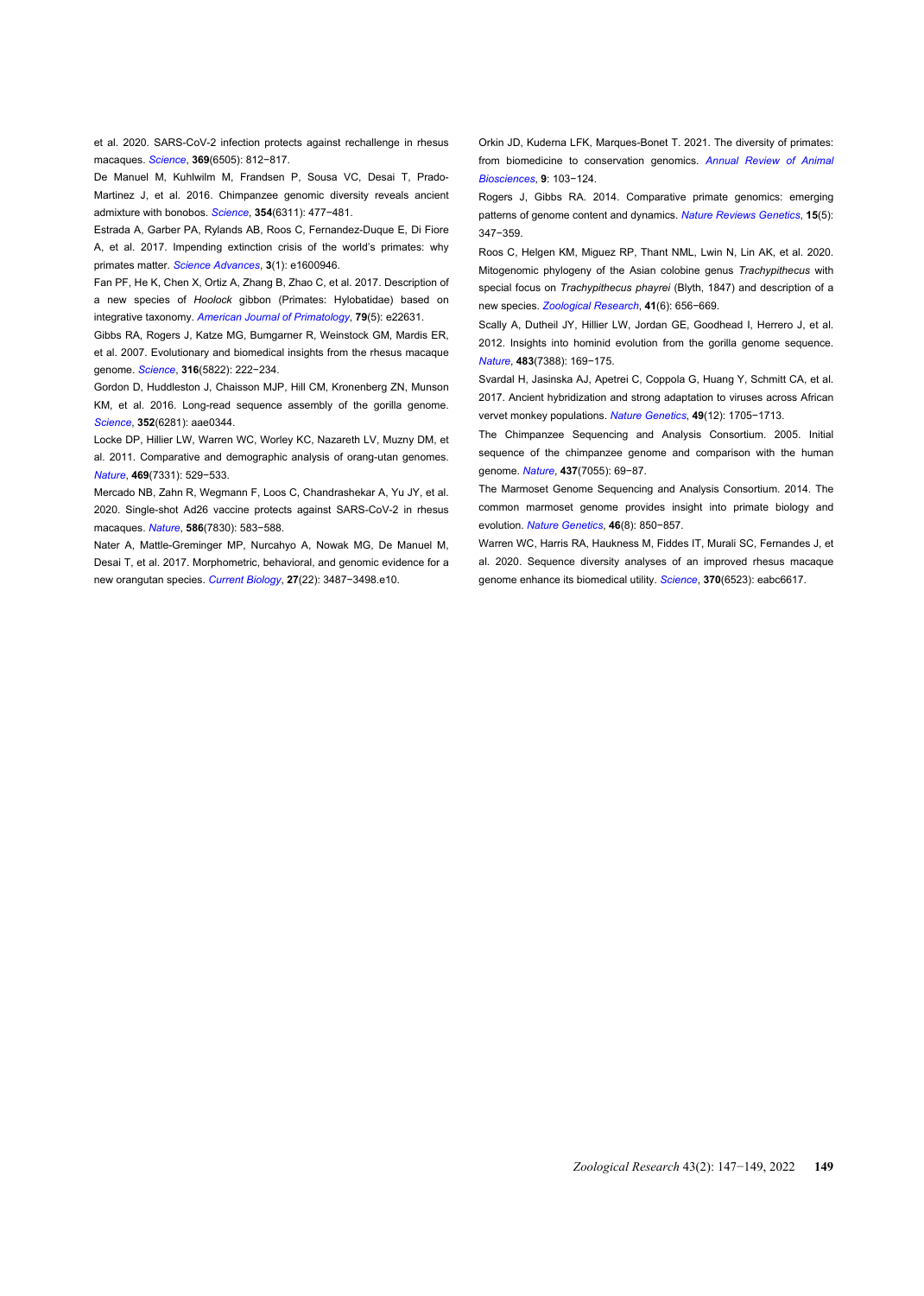et al. 2020. SARS-CoV-2 infection protects against rechallenge in rhesus macaques. *Science*, **369**(6505): 812−817.

De Manuel M, Kuhlwilm M, Frandsen P, Sousa VC, Desai T, Prado-Martinez J, et al. 2016. Chimpanzee genomic diversity reveals ancient admixture with bonobos. *Science*, **354**(6311): 477−481.

Estrada A, Garber PA, Rylands AB, Roos C, Fernandez-Duque E, Di Fiore A, et al. 2017. Impending extinction crisis of the world's primates: why primates matter. *Science Advances*, **3**(1): e1600946.

Fan PF, He K, Chen X, Ortiz A, Zhang B, Zhao C, et al. 2017. Description of a new species of *Hoolock* gibbon (Primates: Hylobatidae) based on integrative taxonomy. *American Journal of Primatology*, **79**(5): e22631.

Gibbs RA, Rogers J, Katze MG, Bumgarner R, Weinstock GM, Mardis ER, et al. 2007. Evolutionary and biomedical insights from the rhesus macaque genome. *Science*, **316**(5822): 222−234.

Gordon D, Huddleston J, Chaisson MJP, Hill CM, Kronenberg ZN, Munson KM, et al. 2016. Long-read sequence assembly of the gorilla genome. *Science*, **352**(6281): aae0344.

Locke DP, Hillier LW, Warren WC, Worley KC, Nazareth LV, Muzny DM, et al. 2011. Comparative and demographic analysis of orang-utan genomes. *Nature*, **469**(7331): 529−533.

Mercado NB, Zahn R, Wegmann F, Loos C, Chandrashekar A, Yu JY, et al. 2020. Single-shot Ad26 vaccine protects against SARS-CoV-2 in rhesus macaques. *Nature*, **586**(7830): 583−588.

Nater A, Mattle-Greminger MP, Nurcahyo A, Nowak MG, De Manuel M, Desai T, et al. 2017. Morphometric, behavioral, and genomic evidence for a new orangutan species. *Current Biology*, **27**(22): 3487−3498.e10.

Orkin JD, Kuderna LFK, Marques-Bonet T. 2021. The diversity of primates: from biomedicine to conservation genomics. *Annual Review of Animal Biosciences*, **9**: 103−124.

Rogers J, Gibbs RA. 2014. Comparative primate genomics: emerging patterns of genome content and dynamics. *Nature Reviews Genetics*, **15**(5): 347−359.

Roos C, Helgen KM, Miguez RP, Thant NML, Lwin N, Lin AK, et al. 2020. Mitogenomic phylogeny of the Asian colobine genus *Trachypithecus* with special focus on *Trachypithecus phayrei* (Blyth, 1847) and description of a new species. *Zoological Research*, **41**(6): 656−669.

Scally A, Dutheil JY, Hillier LW, Jordan GE, Goodhead I, Herrero J, et al. 2012. Insights into hominid evolution from the gorilla genome sequence. *Nature*, **483**(7388): 169−175.

Svardal H, Jasinska AJ, Apetrei C, Coppola G, Huang Y, Schmitt CA, et al. 2017. Ancient hybridization and strong adaptation to viruses across African vervet monkey populations. *Nature Genetics*, **49**(12): 1705−1713.

The Chimpanzee Sequencing and Analysis Consortium. 2005. Initial sequence of the chimpanzee genome and comparison with the human genome. *Nature*, **437**(7055): 69−87.

The Marmoset Genome Sequencing and Analysis Consortium. 2014. The common marmoset genome provides insight into primate biology and evolution. *Nature Genetics*, **46**(8): 850−857.

Warren WC, Harris RA, Haukness M, Fiddes IT, Murali SC, Fernandes J, et al. 2020. Sequence diversity analyses of an improved rhesus macaque genome enhance its biomedical utility. *Science*, **370**(6523): eabc6617.